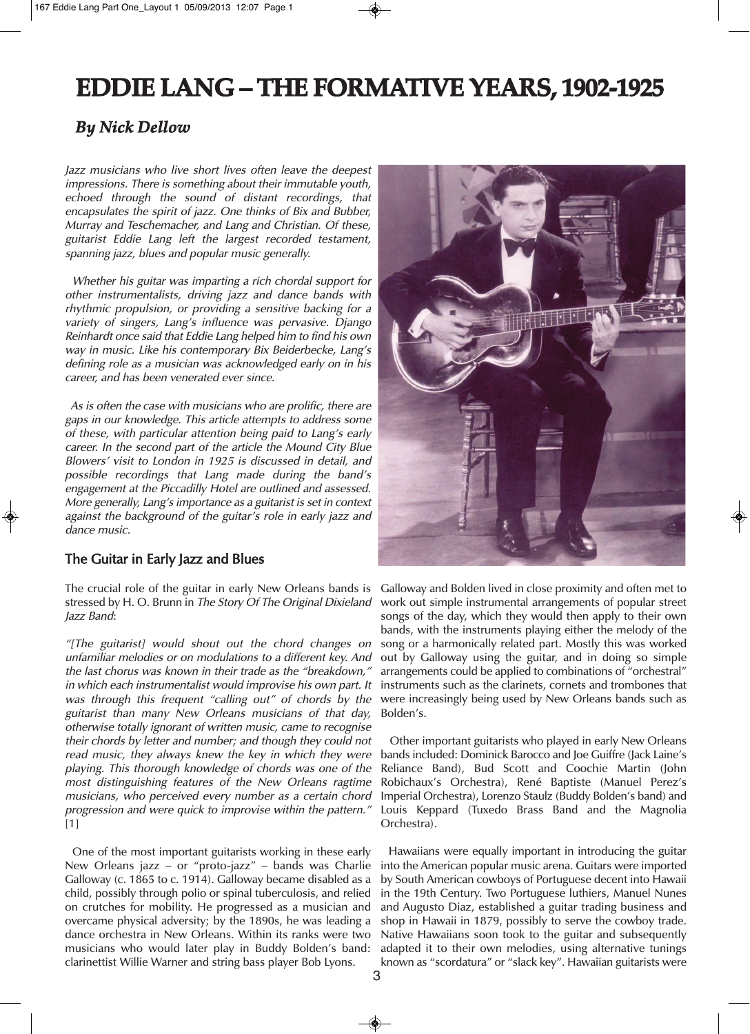# EDDIE LANG – THE FORMATIVE YEARS, 1902-1925

## *By Nick Dellow*

*Jazz musicians who live short lives often leave the deepest impressions. There is something about their immutable youth, echoed through the sound of distant recordings, that encapsulates the spirit of jazz. One thinks of Bix and Bubber, Murray and Teschemacher, and Lang and Christian. Of these, guitarist Eddie Lang left the largest recorded testament, spanning jazz, blues and popular music generally.*

*Whether his guitar was imparting a rich chordal support for other instrumentalists, driving jazz and dance bands with rhythmic propulsion, or providing a sensitive backing for a variety of singers, Lang's influence was pervasive. Django Reinhardt once said that Eddie Lang helped him to find his own way in music. Like his contemporary Bix Beiderbecke, Lang's defining role as a musician was acknowledged early on in his career, and has been venerated ever since.*

*As is often the case with musicians who are prolific, there are gaps in our knowledge. This article attempts to address some of these, with particular attention being paid to Lang's early career. In the second part of the article the Mound City Blue Blowers' visit to London in 1925 is discussed in detail, and possible recordings that Lang made during the band's engagement at the Piccadilly Hotel are outlined and assessed. More generally, Lang's importance as a guitarist is set in context against the background of the guitar's role in early jazz and dance music.*

### The Guitar in Early Jazz and Blues

The crucial role of the guitar in early New Orleans bands is stressed by H. O. Brunn in *The Story Of The Original Dixieland Jazz Band*:

*"[The guitarist] would shout out the chord changes on unfamiliar melodies or on modulations to a different key. And the last chorus was known in their trade as the "breakdown," in which each instrumentalist would improvise his own part. It was through this frequent "calling out" of chords by the guitarist than many New Orleans musicians of that day, otherwise totally ignorant of written music, came to recognise their chords by letter and number; and though they could not read music, they always knew the key in which they were playing. This thorough knowledge of chords was one of the most distinguishing features of the New Orleans ragtime musicians, who perceived every number as a certain chord progression and were quick to improvise within the pattern."* [1]

One of the most important guitarists working in these early New Orleans jazz – or "proto-jazz" – bands was Charlie Galloway (c. 1865 to c. 1914). Galloway became disabled as a child, possibly through polio or spinal tuberculosis, and relied on crutches for mobility. He progressed as a musician and overcame physical adversity; by the 1890s, he was leading a dance orchestra in New Orleans. Within its ranks were two musicians who would later play in Buddy Bolden's band: clarinettist Willie Warner and string bass player Bob Lyons. Galloway and Bolden lived in close proximity and often met to work out simple instrumental arrangements of popular street songs of the day, which they would then apply to their own bands, with the instruments playing either the melody of the song or a harmonically related part. Mostly this was worked out by Galloway using the guitar, and in doing so simple arrangements could be applied to combinations of "orchestral" instruments such as the clarinets, cornets and trombones that were increasingly being used by New Orleans bands such as Bolden's.

Other important guitarists who played in early New Orleans bands included: Dominick Barocco and Joe Guiffre (Jack Laine's Reliance Band), Bud Scott and Coochie Martin (John Robichaux's Orchestra), René Baptiste (Manuel Perez's Imperial Orchestra), Lorenzo Staulz (Buddy Bolden's band) and Louis Keppard (Tuxedo Brass Band and the Magnolia Orchestra).

Hawaiians were equally important in introducing the guitar into the American popular music arena. Guitars were imported by South American cowboys of Portuguese decent into Hawaii in the 19th Century. Two Portuguese luthiers, Manuel Nunes and Augusto Diaz, established a guitar trading business and shop in Hawaii in 1879, possibly to serve the cowboy trade. Native Hawaiians soon took to the guitar and subsequently adapted it to their own melodies, using alternative tunings known as "scordatura" or "slack key". Hawaiian guitarists were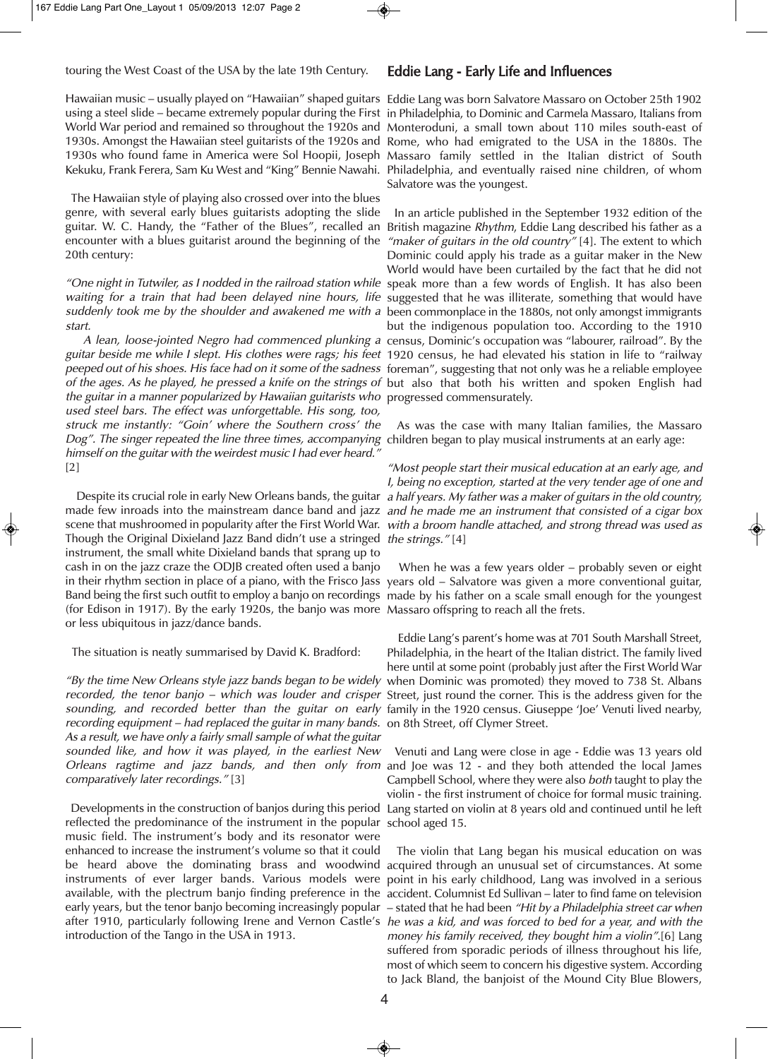touring the West Coast of the USA by the late 19th Century.

Hawaiian music – usually played on "Hawaiian" shaped guitars using a steel slide – became extremely popular during the First World War period and remained so throughout the 1920s and 1930s. Amongst the Hawaiian steel guitarists of the 1920s and 1930s who found fame in America were Sol Hoopii, Joseph Kekuku, Frank Ferera, Sam Ku West and "King" Bennie Nawahi.

The Hawaiian style of playing also crossed over into the blues genre, with several early blues guitarists adopting the slide guitar. W. C. Handy, the "Father of the Blues", recalled an encounter with a blues guitarist around the beginning of the 20th century:

*"One night in Tutwiler, as I nodded in the railroad station while waiting for a train that had been delayed nine hours, life suddenly took me by the shoulder and awakened me with a start.*

*A lean, loose-jointed Negro had commenced plunking a guitar beside me while I slept. His clothes were rags; his feet peeped out of his shoes. His face had on it some of the sadness of the ages. As he played, he pressed a knife on the strings of the guitar in a manner popularized by Hawaiian guitarists who used steel bars. The effect was unforgettable. His song, too, struck me instantly: "Goin' where the Southern cross' the Dog". The singer repeated the line three times, accompanying himself on the guitar with the weirdest music I had ever heard."* [2]

Despite its crucial role in early New Orleans bands, the guitar made few inroads into the mainstream dance band and jazz scene that mushroomed in popularity after the First World War. Though the Original Dixieland Jazz Band didn't use a stringed instrument, the small white Dixieland bands that sprang up to cash in on the jazz craze the ODJB created often used a banjo in their rhythm section in place of a piano, with the Frisco Jass Band being the first such outfit to employ a banjo on recordings (for Edison in 1917). By the early 1920s, the banjo was more or less ubiquitous in jazz/dance bands.

The situation is neatly summarised by David K. Bradford:

*"By the time New Orleans style jazz bands began to be widely recorded, the tenor banjo – which was louder and crisper sounding, and recorded better than the guitar on early recording equipment – had replaced the guitar in many bands. As a result, we have only a fairly small sample of what the guitar sounded like, and how it was played, in the earliest New Orleans ragtime and jazz bands, and then only from comparatively later recordings."* [3]

Developments in the construction of banjos during this period reflected the predominance of the instrument in the popular music field. The instrument's body and its resonator were enhanced to increase the instrument's volume so that it could be heard above the dominating brass and woodwind instruments of ever larger bands. Various models were available, with the plectrum banjo finding preference in the early years, but the tenor banjo becoming increasingly popular after 1910, particularly following Irene and Vernon Castle's introduction of the Tango in the USA in 1913.

## Eddie Lang - Early Life and Influences

Eddie Lang was born Salvatore Massaro on October 25th 1902 in Philadelphia, to Dominic and Carmela Massaro, Italians from Monteroduni, a small town about 110 miles south-east of Rome, who had emigrated to the USA in the 1880s. The Massaro family settled in the Italian district of South Philadelphia, and eventually raised nine children, of whom Salvatore was the youngest.

In an article published in the September 1932 edition of the British magazine *Rhythm*, Eddie Lang described his father as a *"maker of guitars in the old country"* [4]. The extent to which Dominic could apply his trade as a guitar maker in the New World would have been curtailed by the fact that he did not speak more than a few words of English. It has also been suggested that he was illiterate, something that would have been commonplace in the 1880s, not only amongst immigrants but the indigenous population too. According to the 1910 census, Dominic's occupation was "labourer, railroad". By the 1920 census, he had elevated his station in life to "railway foreman", suggesting that not only was he a reliable employee but also that both his written and spoken English had progressed commensurately.

As was the case with many Italian families, the Massaro children began to play musical instruments at an early age:

*"Most people start their musical education at an early age, and I, being no exception, started at the very tender age of one and a half years. My father was a maker of guitars in the old country, and he made me an instrument that consisted of a cigar box with a broom handle attached, and strong thread was used as the strings."* [4]

When he was a few years older – probably seven or eight years old – Salvatore was given a more conventional guitar, made by his father on a scale small enough for the youngest Massaro offspring to reach all the frets.

Eddie Lang's parent's home was at 701 South Marshall Street, Philadelphia, in the heart of the Italian district. The family lived here until at some point (probably just after the First World War when Dominic was promoted) they moved to 738 St. Albans Street, just round the corner. This is the address given for the family in the 1920 census. Giuseppe 'Joe' Venuti lived nearby, on 8th Street, off Clymer Street.

Venuti and Lang were close in age - Eddie was 13 years old and Joe was 12 - and they both attended the local James Campbell School, where they were also *both* taught to play the violin - the first instrument of choice for formal music training. Lang started on violin at 8 years old and continued until he left school aged 15.

The violin that Lang began his musical education on was acquired through an unusual set of circumstances. At some point in his early childhood, Lang was involved in a serious accident. Columnist Ed Sullivan – later to find fame on television – stated that he had been *"Hit by a Philadelphia street car when he was a kid, and was forced to bed for a year, and with the money his family received, they bought him a violin"*.[6] Lang suffered from sporadic periods of illness throughout his life, most of which seem to concern his digestive system. According to Jack Bland, the banjoist of the Mound City Blue Blowers,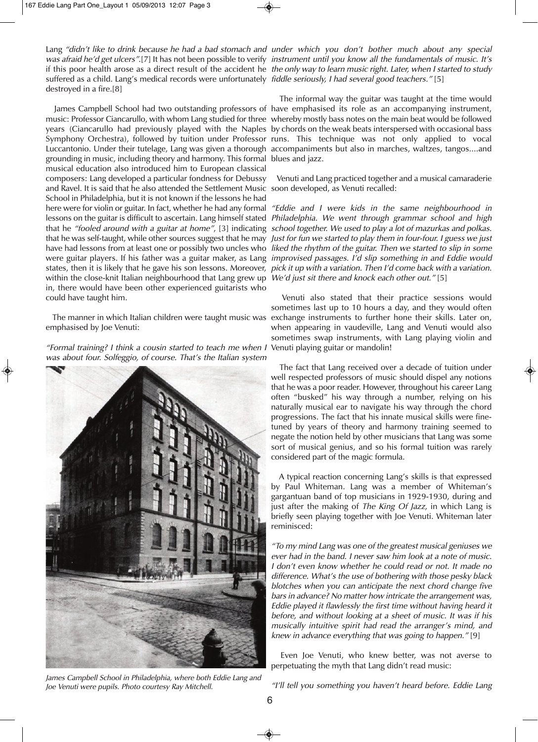Lang *"didn't like to drink because he had a bad stomach and was afraid he'd get ulcers"*.[7] It has not been possible to verify if this poor health arose as a direct result of the accident he suffered as a child. Lang's medical records were unfortunately destroyed in a fire.[8]

James Campbell School had two outstanding professors of music: Professor Ciancarullo, with whom Lang studied for three years (Ciancarullo had previously played with the Naples Symphony Orchestra), followed by tuition under Professor Luccantonio. Under their tutelage, Lang was given a thorough grounding in music, including theory and harmony. This formal musical education also introduced him to European classical composers: Lang developed a particular fondness for Debussy and Ravel. It is said that he also attended the Settlement Music School in Philadelphia, but it is not known if the lessons he had here were for violin or guitar. In fact, whether he had any formal lessons on the guitar is difficult to ascertain. Lang himself stated that he *"fooled around with a guitar at home"*, [3] indicating that he was self-taught, while other sources suggest that he may have had lessons from at least one or possibly two uncles who were guitar players. If his father was a guitar maker, as Lang states, then it is likely that he gave his son lessons. Moreover, within the close-knit Italian neighbourhood that Lang grew up in, there would have been other experienced guitarists who could have taught him.

The manner in which Italian children were taught music was emphasised by Joe Venuti:

*"Formal training? I think a cousin started to teach me when I was about four. Solfeggio, of course. That's the Italian system under which you don't bother much about any special instrument until you know all the fundamentals of music. It's the only way to learn music right. Later, when I started to study fiddle seriously, I had several good teachers."* [5]

James Campbell School in Philadelphia, where both Eddie Lang and Joe Venuti were pupils. Photo courtesy Ray Mitchell.

The informal way the guitar was taught at the time would have emphasised its role as an accompanying instrument, whereby mostly bass notes on the main beat would be followed by chords on the weak beats interspersed with occasional bass runs. This technique was not only applied to vocal accompaniments but also in marches, waltzes, tangos....and blues and jazz.

Venuti and Lang practiced together and a musical camaraderie soon developed, as Venuti recalled:

*"Eddie and I were kids in the same neighbourhood in Philadelphia. We went through grammar school and high school together. We used to play a lot of mazurkas and polkas. Just for fun we started to play them in four-four. I guess we just liked the rhythm of the guitar. Then we started to slip in some improvised passages. I'd slip something in and Eddie would pick it up with a variation. Then I'd come back with a variation. We'd just sit there and knock each other out."* [5]

Venuti also stated that their practice sessions would sometimes last up to 10 hours a day, and they would often exchange instruments to further hone their skills. Later on, when appearing in vaudeville, Lang and Venuti would also sometimes swap instruments, with Lang playing violin and Venuti playing guitar or mandolin!

The fact that Lang received over a decade of tuition under well respected professors of music should dispel any notions that he was a poor reader. However, throughout his career Lang often "busked" his way through a number, relying on his naturally musical ear to navigate his way through the chord progressions. The fact that his innate musical skills were fine-tuned by years of theory and harmony training seemed to negate the notion held by other musicians that Lang was some sort of musical genius, and so his formal tuition was rarely considered part of the magic formula.

A typical reaction concerning Lang's skills is that expressed by Paul Whiteman. Lang was a member of Whiteman's gargantuan band of top musicians in 1929-1930, during and just after the making of *The King Of Jazz*, in which Lang is briefly seen playing together with Joe Venuti. Whiteman later reminisced:

*"To my mind Lang was one of the greatest musical geniuses we ever had in the band. I never saw him look at a note of music. I don't even know whether he could read or not. It made no difference. What's the use of bothering with those pesky black blotches when you can anticipate the next chord change five bars in advance? No matter how intricate the arrangement was, Eddie played it flawlessly the first time without having heard it before, and without looking at a sheet of music. It was if his musically intuitive spirit had read the arranger's mind, and knew in advance everything that was going to happen."* [9]

Even Joe Venuti, who knew better, was not averse to perpetuating the myth that Lang didn't read music:

*"I'll tell you something you haven't heard before. Eddie Lang*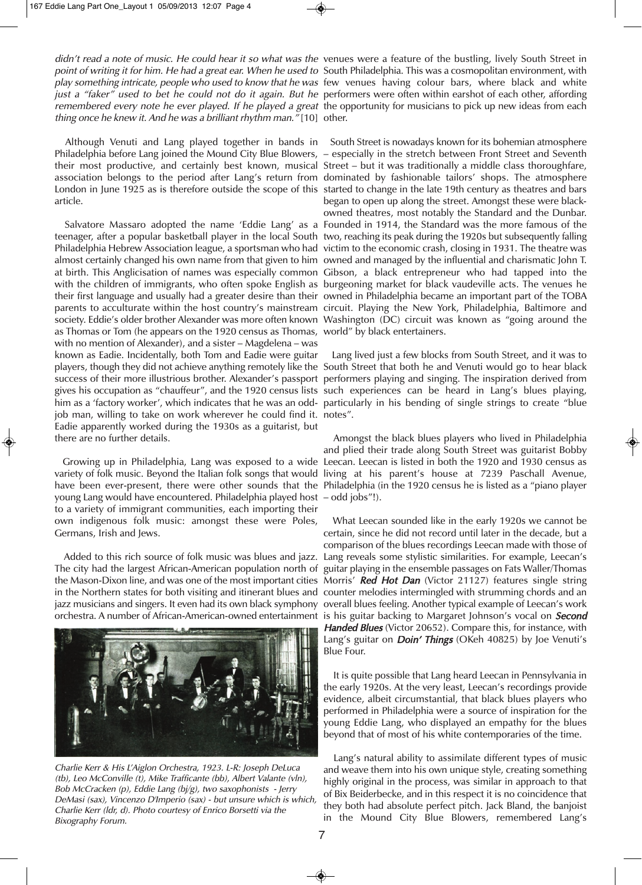*didn't read a note of music. He could hear it so what was the point of writing it for him. He had a great ear. When he used to play something intricate, people who used to know that he was just a "faker" used to bet he could not do it again. But he remembered every note he ever played. If he played a great thing once he knew it. And he was a brilliant rhythm man."* [10]

Although Venuti and Lang played together in bands in Philadelphia before Lang joined the Mound City Blue Blowers, their most productive, and certainly best known, musical association belongs to the period after Lang's return from London in June 1925 as is therefore outside the scope of this article.

Salvatore Massaro adopted the name 'Eddie Lang' as a teenager, after a popular basketball player in the local South Philadelphia Hebrew Association league, a sportsman who had almost certainly changed his own name from that given to him at birth. This Anglicisation of names was especially common with the children of immigrants, who often spoke English as their first language and usually had a greater desire than their parents to acculturate within the host country's mainstream society. Eddie's older brother Alexander was more often known as Thomas or Tom (he appears on the 1920 census as Thomas, with no mention of Alexander), and a sister – Magdelena – was known as Eadie. Incidentally, both Tom and Eadie were guitar players, though they did not achieve anything remotely like the success of their more illustrious brother. Alexander's passport gives his occupation as "chauffeur", and the 1920 census lists him as a 'factory worker', which indicates that he was an odd-job man, willing to take on work wherever he could find it. Eadie apparently worked during the 1930s as a guitarist, but there are no further details.

Growing up in Philadelphia, Lang was exposed to a wide variety of folk music. Beyond the Italian folk songs that would have been ever-present, there were other sounds that the young Lang would have encountered. Philadelphia played host to a variety of immigrant communities, each importing their own indigenous folk music: amongst these were Poles, Germans, Irish and Jews.

Added to this rich source of folk music was blues and jazz. The city had the largest African-American population north of the Mason-Dixon line, and was one of the most important cities in the Northern states for both visiting and itinerant blues and jazz musicians and singers. It even had its own black symphony orchestra. A number of African-American-owned entertainment venues were a feature of the bustling, lively South Street in South Philadelphia. This was a cosmopolitan environment, with few venues having colour bars, where black and white performers were often within earshot of each other, affording the opportunity for musicians to pick up new ideas from each other.

*Charlie Kerr & His L'Aiglon Orchestra, 1923. L-R: Joseph DeLuca (tb), Leo McConville (t), Mike Trafficante (bb), Albert Valante (vln), Bob McCracken (p), Eddie Lang (bj/g), two saxophonists - Jerry DeMasi (sax), Vincenzo D'Imperio (sax) - but unsure which is which, Charlie Kerr (ldr, d). Photo courtesy of Enrico Borsetti via the Bixography Forum.*

South Street is nowadays known for its bohemian atmosphere – especially in the stretch between Front Street and Seventh Street – but it was traditionally a middle class thoroughfare, dominated by fashionable tailors' shops. The atmosphere started to change in the late 19th century as theatres and bars began to open up along the street. Amongst these were black-owned theatres, most notably the Standard and the Dunbar. Founded in 1914, the Standard was the more famous of the two, reaching its peak during the 1920s but subsequently falling victim to the economic crash, closing in 1931. The theatre was owned and managed by the influential and charismatic John T. Gibson, a black entrepreneur who had tapped into the burgeoning market for black vaudeville acts. The venues he owned in Philadelphia became an important part of the TOBA circuit. Playing the New York, Philadelphia, Baltimore and Washington (DC) circuit was known as "going around the world" by black entertainers.

Lang lived just a few blocks from South Street, and it was to South Street that both he and Venuti would go to hear black performers playing and singing. The inspiration derived from such experiences can be heard in Lang's blues playing, particularly in his bending of single strings to create "blue notes".

Amongst the black blues players who lived in Philadelphia and plied their trade along South Street was guitarist Bobby Leecan. Leecan is listed in both the 1920 and 1930 census as living at his parent's house at 7239 Paschall Avenue, Philadelphia (in the 1920 census he is listed as a "piano player – odd jobs"!).

What Leecan sounded like in the early 1920s we cannot be certain, since he did not record until later in the decade, but a comparison of the blues recordings Leecan made with those of Lang reveals some stylistic similarities. For example, Leecan's guitar playing in the ensemble passages on Fats Waller/Thomas Morris' ***Red Hot Dan*** (Victor 21127) features single string counter melodies intermingled with strumming chords and an overall blues feeling. Another typical example of Leecan's work is his guitar backing to Margaret Johnson's vocal on ***Second Handed Blues*** (Victor 20652). Compare this, for instance, with Lang's guitar on ***Doin' Things*** (OKeh 40825) by Joe Venuti's Blue Four.

It is quite possible that Lang heard Leecan in Pennsylvania in the early 1920s. At the very least, Leecan's recordings provide evidence, albeit circumstantial, that black blues players who performed in Philadelphia were a source of inspiration for the young Eddie Lang, who displayed an empathy for the blues beyond that of most of his white contemporaries of the time.

Lang's natural ability to assimilate different types of music and weave them into his own unique style, creating something highly original in the process, was similar in approach to that of Bix Beiderbecke, and in this respect it is no coincidence that they both had absolute perfect pitch. Jack Bland, the banjoist in the Mound City Blue Blowers, remembered Lang's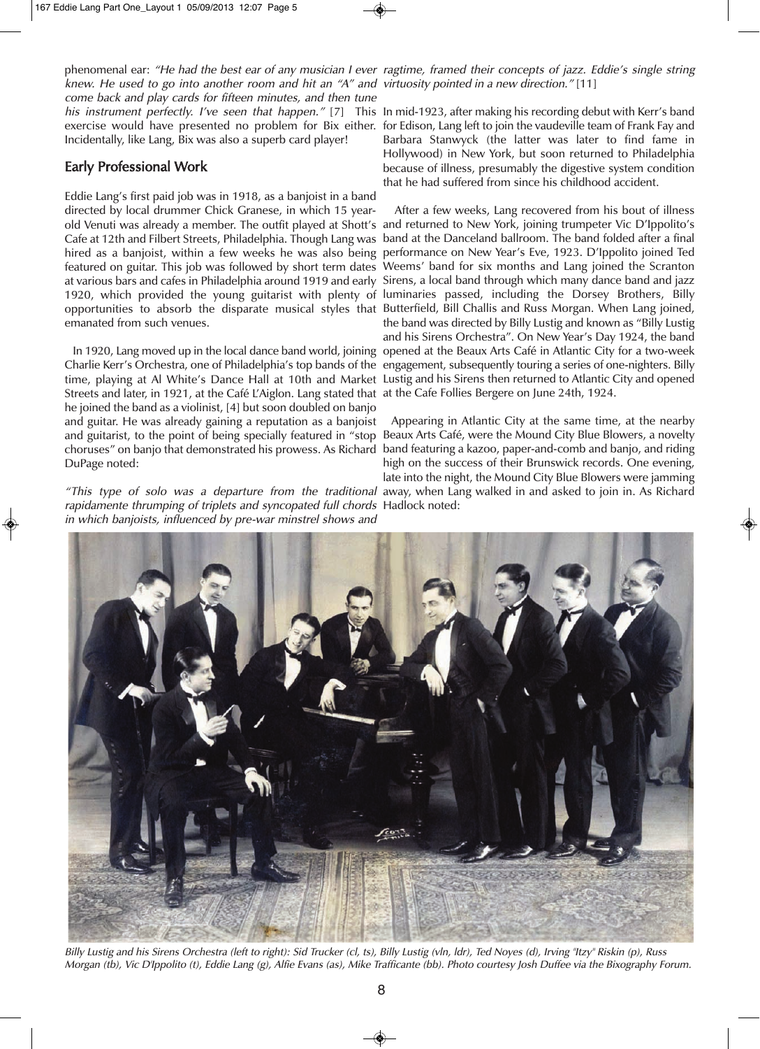phenomenal ear: *"He had the best ear of any musician I ever knew. He used to go into another room and hit an "A" and come back and play cards for fifteen minutes, and then tune his instrument perfectly. I've seen that happen."* [7] This exercise would have presented no problem for Bix either. Incidentally, like Lang, Bix was also a superb card player!

## Early Professional Work

Eddie Lang's first paid job was in 1918, as a banjoist in a band directed by local drummer Chick Granese, in which 15 year-old Venuti was already a member. The outfit played at Shott's Cafe at 12th and Filbert Streets, Philadelphia. Though Lang was hired as a banjoist, within a few weeks he was also being featured on guitar. This job was followed by short term dates at various bars and cafes in Philadelphia around 1919 and early 1920, which provided the young guitarist with plenty of opportunities to absorb the disparate musical styles that emanated from such venues.

In 1920, Lang moved up in the local dance band world, joining Charlie Kerr's Orchestra, one of Philadelphia's top bands of the time, playing at Al White's Dance Hall at 10th and Market Streets and later, in 1921, at the Café L'Aiglon. Lang stated that he joined the band as a violinist, [4] but soon doubled on banjo and guitar. He was already gaining a reputation as a banjoist and guitarist, to the point of being specially featured in "stop choruses" on banjo that demonstrated his prowess. As Richard DuPage noted:

*"This type of solo was a departure from the traditional rapidamente thrumping of triplets and syncopated full chords in which banjoists, influenced by pre-war minstrel shows and ragtime, framed their concepts of jazz. Eddie's single string virtuosity pointed in a new direction."* [11]

In mid-1923, after making his recording debut with Kerr's band for Edison, Lang left to join the vaudeville team of Frank Fay and Barbara Stanwyck (the latter was later to find fame in Hollywood) in New York, but soon returned to Philadelphia because of illness, presumably the digestive system condition that he had suffered from since his childhood accident.

After a few weeks, Lang recovered from his bout of illness and returned to New York, joining trumpeter Vic D'Ippolito's band at the Danceland ballroom. The band folded after a final performance on New Year's Eve, 1923. D'Ippolito joined Ted Weems' band for six months and Lang joined the Scranton Sirens, a local band through which many dance band and jazz luminaries passed, including the Dorsey Brothers, Billy Butterfield, Bill Challis and Russ Morgan. When Lang joined, the band was directed by Billy Lustig and known as "Billy Lustig and his Sirens Orchestra". On New Year's Day 1924, the band opened at the Beaux Arts Café in Atlantic City for a two-week engagement, subsequently touring a series of one-nighters. Billy Lustig and his Sirens then returned to Atlantic City and opened at the Cafe Follies Bergere on June 24th, 1924.

Appearing in Atlantic City at the same time, at the nearby Beaux Arts Café, were the Mound City Blue Blowers, a novelty band featuring a kazoo, paper-and-comb and banjo, and riding high on the success of their Brunswick records. One evening, late into the night, the Mound City Blue Blowers were jamming away, when Lang walked in and asked to join in. As Richard Hadlock noted:

*Billy Lustig and his Sirens Orchestra (left to right): Sid Trucker (cl, ts), Billy Lustig (vln, ldr), Ted Noyes (d), Irving "Itzy" Riskin (p), Russ Morgan (tb), Vic D'Ippolito (t), Eddie Lang (g), Alfie Evans (as), Mike Trafficante (bb). Photo courtesy Josh Duffee via the Bixography Forum.*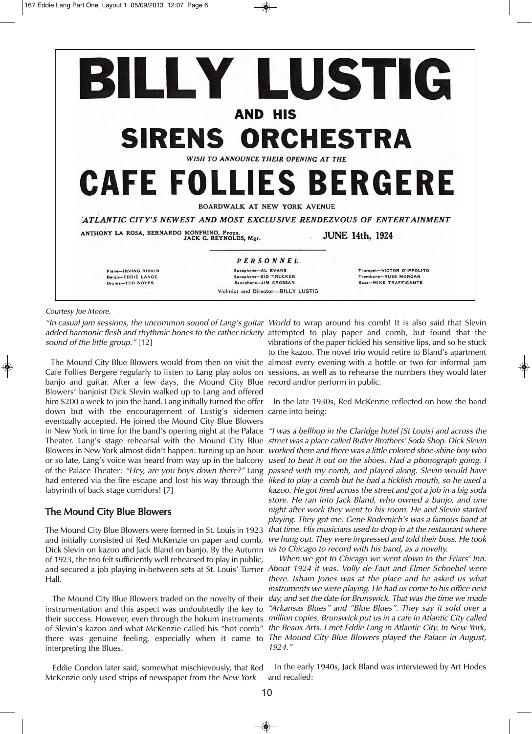# BILLY LUSTIG

**AND HIS**

## SIRENS ORCHESTRA

*WISH TO ANNOUNCE THEIR OPENING AT THE*

# CAFE FOLLIES BERGERE

BOARDWALK AT NEW YORK AVENUE

*ATLANTIC CITY'S NEWEST AND MOST EXCLUSIVE RENDEZVOUS OF ENTERTAINMENT*

ANTHONY LA ROSA, BERNARDO MONFRINO, Props.
JACK G. REYNOLDS, Mgr.

**JUNE 14th, 1924**

*PERSONNEL*

Piano—IRVING RISKIN
Banjo—EDDIE LANGE
Drums—TED NOYES

Saxophone—AL EVANS
Saxophone—SID TRUCKER
Saxophone—JIM CROSSAN

Trumpet—VICTOR D'IPPOLITO
Trombone—RUSS MORGAN
Bass—MIKE TRAFFICANTE

Violinist and Director—BILLY LUSTIG

*Courtesy Joe Moore.*

*"In casual jam sessions, the uncommon sound of Lang's guitar added harmonic flesh and rhythmic bones to the rather rickety sound of the little group."* [12]

The Mound City Blue Blowers would from then on visit the Cafe Follies Bergere regularly to listen to Lang play solos on banjo and guitar. After a few days, the Mound City Blue Blowers' banjoist Dick Slevin walked up to Lang and offered him $200 a week to join the band. Lang initially turned the offer down but with the encouragement of Lustig's sidemen eventually accepted. He joined the Mound City Blue Blowers in New York in time for the band's opening night at the Palace Theater. Lang's stage rehearsal with the Mound City Blue Blowers in New York almost didn't happen: turning up an hour or so late, Lang's voice was heard from way up in the balcony of the Palace Theater: *"Hey, are you boys down there?"* Lang had entered via the fire escape and lost his way through the labyrinth of back stage corridors! [7]

## The Mound City Blue Blowers

The Mound City Blue Blowers were formed in St. Louis in 1923 and initially consisted of Red McKenzie on paper and comb, Dick Slevin on kazoo and Jack Bland on banjo. By the Autumn of 1923, the trio felt sufficiently well rehearsed to play in public, and secured a job playing in-between sets at St. Louis' Turner Hall.

The Mound City Blue Blowers traded on the novelty of their instrumentation and this aspect was undoubtedly the key to their success. However, even through the hokum instruments of Slevin's kazoo and what McKenzie called his "hot comb" there was genuine feeling, especially when it came to interpreting the Blues.

Eddie Condon later said, somewhat mischievously, that Red McKenzie only used strips of newspaper from the *New York World* to wrap around his comb! It is also said that Slevin attempted to play paper and comb, but found that the vibrations of the paper tickled his sensitive lips, and so he stuck to the kazoo. The novel trio would retire to Bland's apartment almost every evening with a bottle or two for informal jam sessions, as well as to rehearse the numbers they would later record and/or perform in public.

In the late 1930s, Red McKenzie reflected on how the band came into being:

*"I was a bellhop in the Claridge hotel [St Louis] and across the street was a place called Butler Brothers' Soda Shop. Dick Slevin worked there and there was a little colored shoe-shine boy who used to beat it out on the shoes. Had a phonograph going. I passed with my comb, and played along. Slevin would have liked to play a comb but he had a ticklish mouth, so he used a kazoo. He got fired across the street and got a job in a big soda store. He ran into Jack Bland, who owned a banjo, and one night after work they went to his room. He and Slevin started playing. They got me. Gene Rodemich's was a famous band at that time. His musicians used to drop in at the restaurant where we hung out. They were impressed and told their boss. He took us to Chicago to record with his band, as a novelty.*

*When we got to Chicago we went down to the Friars' Inn. About 1924 it was. Volly de Faut and Elmer Schoebel were there. Isham Jones was at the place and he asked us what instruments we were playing. He had us come to his office next day, and set the date for Brunswick. That was the time we made "Arkansas Blues" and "Blue Blues". They say it sold over a million copies. Brunswick put us in a cafe in Atlantic City called the Beaux Arts. I met Eddie Lang in Atlantic City. In New York, The Mound City Blue Blowers played the Palace in August, 1924."*

In the early 1940s, Jack Bland was interviewed by Art Hodes and recalled: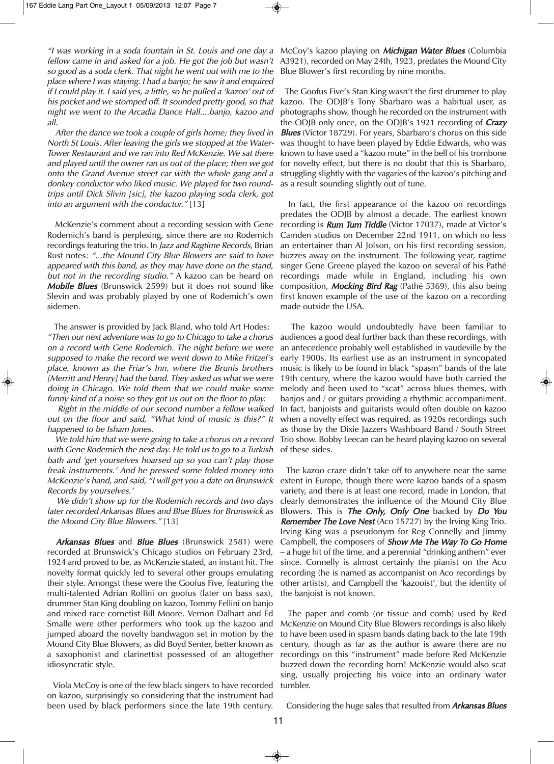*"I was working in a soda fountain in St. Louis and one day a fellow came in and asked for a job. He got the job but wasn't so good as a soda clerk. That night he went out with me to the place where I was staying. I had a banjo; he saw it and enquired if I could play it. I said yes, a little, so he pulled a 'kazoo' out of his pocket and we stomped off. It sounded pretty good, so that night we went to the Arcadia Dance Hall....banjo, kazoo and all.*

*After the dance we took a couple of girls home; they lived in North St Louis. After leaving the girls we stopped at the Water-Tower Restaurant and we ran into Red McKenzie. We sat there and played until the owner ran us out of the place; then we got onto the Grand Avenue street car with the whole gang and a donkey conductor who liked music. We played for two round-trips until Dick Slivin [sic], the kazoo playing soda clerk, got into an argument with the conductor."* [13]

McKenzie's comment about a recording session with Gene Rodemich's band is perplexing, since there are no Rodemich recordings featuring the trio. In *Jazz and Ragtime Records*, Brian Rust notes: *"...the Mound City Blue Blowers are said to have appeared with this band, as they may have done on the stand, but not in the recording studio."* A kazoo can be heard on ***Mobile Blues*** (Brunswick 2599) but it does not sound like Slevin and was probably played by one of Rodemich's own sidemen.

The answer is provided by Jack Bland, who told Art Hodes: *"Then our next adventure was to go to Chicago to take a chorus on a record with Gene Rodemich. The night before we were supposed to make the record we went down to Mike Fritzel's place, known as the Friar's Inn, where the Brunis brothers [Merritt and Henry] had the band. They asked us what we were doing in Chicago. We told them that we could make some funny kind of a noise so they got us out on the floor to play.*

*Right in the middle of our second number a fellow walked out on the floor and said, "What kind of music is this?" It happened to be Isham Jones.*

*We told him that we were going to take a chorus on a record with Gene Rodemich the next day. He told us to go to a Turkish bath and 'get yourselves hoarsed up so you can't play those freak instruments.' And he pressed some folded money into McKenzie's hand, and said, "I will get you a date on Brunswick Records by yourselves.'*

*We didn't show up for the Rodemich records and two days later recorded Arkansas Blues and Blue Blues for Brunswick as the Mound City Blue Blowers."* [13]

***Arkansas Blues*** and ***Blue Blues*** (Brunswick 2581) were recorded at Brunswick's Chicago studios on February 23rd, 1924 and proved to be, as McKenzie stated, an instant hit. The novelty format quickly led to several other groups emulating their style. Amongst these were the Goofus Five, featuring the multi-talented Adrian Rollini on goofus (later on bass sax), drummer Stan King doubling on kazoo, Tommy Fellini on banjo and mixed race cornetist Bill Moore. Vernon Dalhart and Ed Smalle were other performers who took up the kazoo and jumped aboard the novelty bandwagon set in motion by the Mound City Blue Blowers, as did Boyd Senter, better known as a saxophonist and clarinettist possessed of an altogether idiosyncratic style.

Viola McCoy is one of the few black singers to have recorded on kazoo, surprisingly so considering that the instrument had been used by black performers since the late 19th century. McCoy's kazoo playing on ***Michigan Water Blues*** (Columbia A3921), recorded on May 24th, 1923, predates the Mound City Blue Blower's first recording by nine months.

The Goofus Five's Stan King wasn't the first drummer to play kazoo. The ODJB's Tony Sbarbaro was a habitual user, as photographs show, though he recorded on the instrument with the ODJB only once, on the ODJB's 1921 recording of ***Crazy Blues*** (Victor 18729). For years, Sbarbaro's chorus on this side was thought to have been played by Eddie Edwards, who was known to have used a "kazoo mute" in the bell of his trombone for novelty effect, but there is no doubt that this is Sbarbaro, struggling slightly with the vagaries of the kazoo's pitching and as a result sounding slightly out of tune.

In fact, the first appearance of the kazoo on recordings predates the ODJB by almost a decade. The earliest known recording is ***Rum Tum Tiddle*** (Victor 17037), made at Victor's Camden studios on December 22nd 1911, on which no less an entertainer than Al Jolson, on his first recording session, buzzes away on the instrument. The following year, ragtime singer Gene Greene played the kazoo on several of his Pathé recordings made while in England, including his own composition, ***Mocking Bird Rag*** (Pathé 5369), this also being first known example of the use of the kazoo on a recording made outside the USA.

The kazoo would undoubtedly have been familiar to audiences a good deal further back than these recordings, with an antecedence probably well established in vaudeville by the early 1900s. Its earliest use as an instrument in syncopated music is likely to be found in black "spasm" bands of the late 19th century, where the kazoo would have both carried the melody and been used to "scat" across blues themes, with banjos and / or guitars providing a rhythmic accompaniment. In fact, banjoists and guitarists would often double on kazoo when a novelty effect was required, as 1920s recordings such as those by the Dixie Jazzers Washboard Band / South Street Trio show. Bobby Leecan can be heard playing kazoo on several of these sides.

The kazoo craze didn't take off to anywhere near the same extent in Europe, though there were kazoo bands of a spasm variety, and there is at least one record, made in London, that clearly demonstrates the influence of the Mound City Blue Blowers. This is ***The Only, Only One*** backed by ***Do You Remember The Love Nest*** (Aco 15727) by the Irving King Trio. Irving King was a pseudonym for Reg Connelly and Jimmy Campbell, the composers of ***Show Me The Way To Go Home*** – a huge hit of the time, and a perennial "drinking anthem" ever since. Connelly is almost certainly the pianist on the Aco recording (he is named as accompanist on Aco recordings by other artists), and Campbell the 'kazooist', but the identity of the banjoist is not known.

The paper and comb (or tissue and comb) used by Red McKenzie on Mound City Blue Blowers recordings is also likely to have been used in spasm bands dating back to the late 19th century, though as far as the author is aware there are no recordings on this "instrument" made before Red McKenzie buzzed down the recording horn! McKenzie would also scat sing, usually projecting his voice into an ordinary water tumbler.

Considering the huge sales that resulted from ***Arkansas Blues***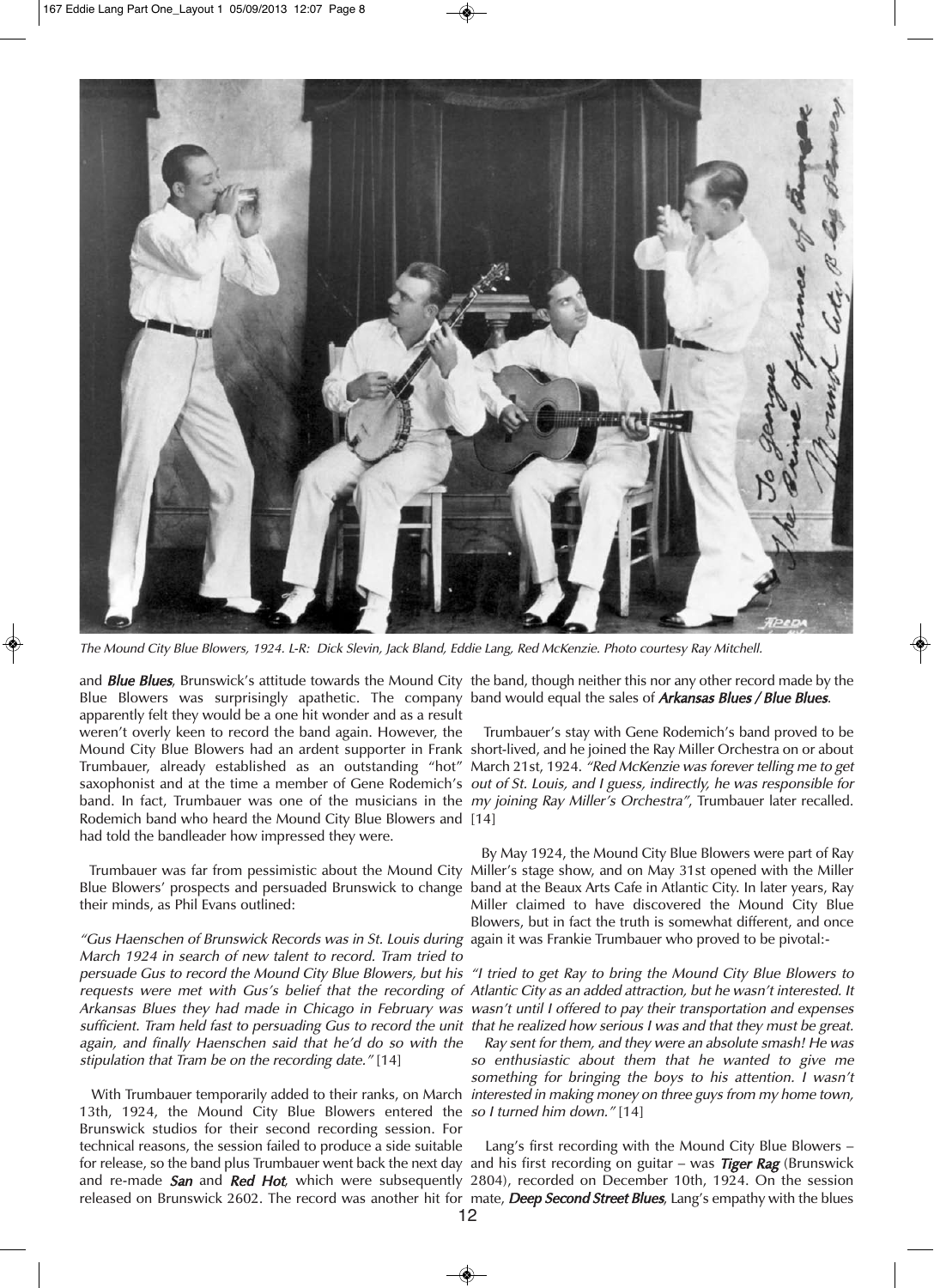*The Mound City Blue Blowers, 1924. L-R: Dick Slevin, Jack Bland, Eddie Lang, Red McKenzie. Photo courtesy Ray Mitchell.*

and ***Blue Blues***, Brunswick's attitude towards the Mound City Blue Blowers was surprisingly apathetic. The company apparently felt they would be a one hit wonder and as a result weren't overly keen to record the band again. However, the Mound City Blue Blowers had an ardent supporter in Frank Trumbauer, already established as an outstanding "hot" saxophonist and at the time a member of Gene Rodemich's band. In fact, Trumbauer was one of the musicians in the Rodemich band who heard the Mound City Blue Blowers and had told the bandleader how impressed they were.

Trumbauer was far from pessimistic about the Mound City Blue Blowers' prospects and persuaded Brunswick to change their minds, as Phil Evans outlined:

*"Gus Haenschen of Brunswick Records was in St. Louis during March 1924 in search of new talent to record. Tram tried to persuade Gus to record the Mound City Blue Blowers, but his requests were met with Gus's belief that the recording of Arkansas Blues they had made in Chicago in February was sufficient. Tram held fast to persuading Gus to record the unit again, and finally Haenschen said that he'd do so with the stipulation that Tram be on the recording date."* [14]

With Trumbauer temporarily added to their ranks, on March 13th, 1924, the Mound City Blue Blowers entered the Brunswick studios for their second recording session. For technical reasons, the session failed to produce a side suitable for release, so the band plus Trumbauer went back the next day and re-made ***San*** and ***Red Hot***, which were subsequently released on Brunswick 2602. The record was another hit for the band, though neither this nor any other record made by the band would equal the sales of ***Arkansas Blues / Blue Blues***.

Trumbauer's stay with Gene Rodemich's band proved to be short-lived, and he joined the Ray Miller Orchestra on or about March 21st, 1924. *"Red McKenzie was forever telling me to get out of St. Louis, and I guess, indirectly, he was responsible for my joining Ray Miller's Orchestra"*, Trumbauer later recalled. [14]

By May 1924, the Mound City Blue Blowers were part of Ray Miller's stage show, and on May 31st opened with the Miller band at the Beaux Arts Cafe in Atlantic City. In later years, Ray Miller claimed to have discovered the Mound City Blue Blowers, but in fact the truth is somewhat different, and once again it was Frankie Trumbauer who proved to be pivotal:-

*"I tried to get Ray to bring the Mound City Blue Blowers to Atlantic City as an added attraction, but he wasn't interested. It wasn't until I offered to pay their transportation and expenses that he realized how serious I was and that they must be great.*

*Ray sent for them, and they were an absolute smash! He was so enthusiastic about them that he wanted to give me something for bringing the boys to his attention. I wasn't interested in making money on three guys from my home town, so I turned him down."* [14]

Lang's first recording with the Mound City Blue Blowers – and his first recording on guitar – was ***Tiger Rag*** (Brunswick 2804), recorded on December 10th, 1924. On the session mate, ***Deep Second Street Blues***, Lang's empathy with the blues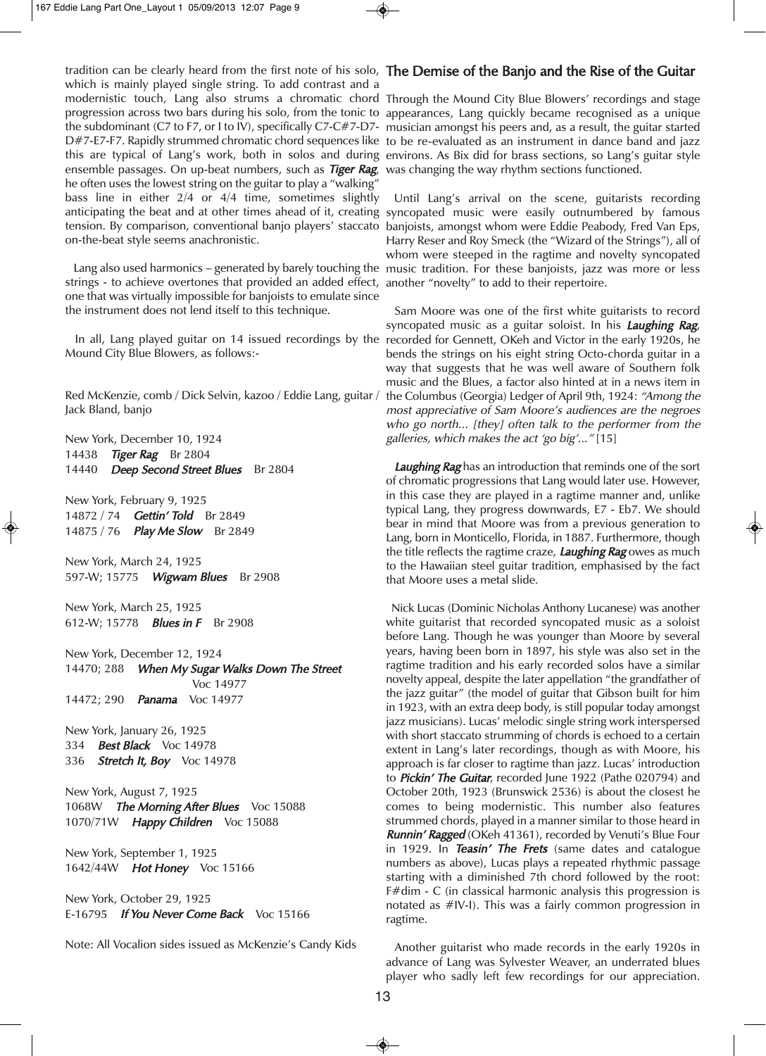tradition can be clearly heard from the first note of his solo, which is mainly played single string. To add contrast and a modernistic touch, Lang also strums a chromatic chord progression across two bars during his solo, from the tonic to the subdominant (C7 to F7, or I to IV), specifically C7-C#7-D7-D#7-E7-F7. Rapidly strummed chromatic chord sequences like this are typical of Lang's work, both in solos and during ensemble passages. On up-beat numbers, such as ***Tiger Rag***, he often uses the lowest string on the guitar to play a "walking" bass line in either 2/4 or 4/4 time, sometimes slightly anticipating the beat and at other times ahead of it, creating tension. By comparison, conventional banjo players' staccato on-the-beat style seems anachronistic.

Lang also used harmonics – generated by barely touching the strings - to achieve overtones that provided an added effect, one that was virtually impossible for banjoists to emulate since the instrument does not lend itself to this technique.

In all, Lang played guitar on 14 issued recordings by the Mound City Blue Blowers, as follows:-

Red McKenzie, comb / Dick Selvin, kazoo / Eddie Lang, guitar / Jack Bland, banjo

New York, December 10, 1924
14438 ***Tiger Rag*** Br 2804
14440 ***Deep Second Street Blues*** Br 2804

New York, February 9, 1925
14872 / 74 ***Gettin' Told*** Br 2849
14875 / 76 ***Play Me Slow*** Br 2849

New York, March 24, 1925
597-W; 15775 ***Wigwam Blues*** Br 2908

New York, March 25, 1925
612-W; 15778 ***Blues in F*** Br 2908

New York, December 12, 1924
14470; 288 ***When My Sugar Walks Down The Street*** Voc 14977
14472; 290 ***Panama*** Voc 14977

New York, January 26, 1925
334 ***Best Black*** Voc 14978
336 ***Stretch It, Boy*** Voc 14978

New York, August 7, 1925
1068W ***The Morning After Blues*** Voc 15088
1070/71W ***Happy Children*** Voc 15088

New York, September 1, 1925
1642/44W ***Hot Honey*** Voc 15166

New York, October 29, 1925
E-16795 ***If You Never Come Back*** Voc 15166

Note: All Vocalion sides issued as McKenzie's Candy Kids

## The Demise of the Banjo and the Rise of the Guitar

Through the Mound City Blue Blowers' recordings and stage appearances, Lang quickly became recognised as a unique musician amongst his peers and, as a result, the guitar started to be re-evaluated as an instrument in dance band and jazz environs. As Bix did for brass sections, so Lang's guitar style was changing the way rhythm sections functioned.

Until Lang's arrival on the scene, guitarists recording syncopated music were easily outnumbered by famous banjoists, amongst whom were Eddie Peabody, Fred Van Eps, Harry Reser and Roy Smeck (the "Wizard of the Strings"), all of whom were steeped in the ragtime and novelty syncopated music tradition. For these banjoists, jazz was more or less another "novelty" to add to their repertoire.

Sam Moore was one of the first white guitarists to record syncopated music as a guitar soloist. In his ***Laughing Rag***, recorded for Gennett, OKeh and Victor in the early 1920s, he bends the strings on his eight string Octo-chorda guitar in a way that suggests that he was well aware of Southern folk music and the Blues, a factor also hinted at in a news item in the Columbus (Georgia) Ledger of April 9th, 1924: *"Among the most appreciative of Sam Moore's audiences are the negroes who go north... [they] often talk to the performer from the galleries, which makes the act 'go big'..."* [15]

***Laughing Rag*** has an introduction that reminds one of the sort of chromatic progressions that Lang would later use. However, in this case they are played in a ragtime manner and, unlike typical Lang, they progress downwards, E7 - Eb7. We should bear in mind that Moore was from a previous generation to Lang, born in Monticello, Florida, in 1887. Furthermore, though the title reflects the ragtime craze, ***Laughing Rag*** owes as much to the Hawaiian steel guitar tradition, emphasised by the fact that Moore uses a metal slide.

Nick Lucas (Dominic Nicholas Anthony Lucanese) was another white guitarist that recorded syncopated music as a soloist before Lang. Though he was younger than Moore by several years, having been born in 1897, his style was also set in the ragtime tradition and his early recorded solos have a similar novelty appeal, despite the later appellation "the grandfather of the jazz guitar" (the model of guitar that Gibson built for him in 1923, with an extra deep body, is still popular today amongst jazz musicians). Lucas' melodic single string work interspersed with short staccato strumming of chords is echoed to a certain extent in Lang's later recordings, though as with Moore, his approach is far closer to ragtime than jazz. Lucas' introduction to ***Pickin' The Guitar***, recorded June 1922 (Pathe 020794) and October 20th, 1923 (Brunswick 2536) is about the closest he comes to being modernistic. This number also features strummed chords, played in a manner similar to those heard in ***Runnin' Ragged*** (OKeh 41361), recorded by Venuti's Blue Four in 1929. In ***Teasin' The Frets*** (same dates and catalogue numbers as above), Lucas plays a repeated rhythmic passage starting with a diminished 7th chord followed by the root: F#dim - C (in classical harmonic analysis this progression is notated as #IV-I). This was a fairly common progression in ragtime.

Another guitarist who made records in the early 1920s in advance of Lang was Sylvester Weaver, an underrated blues player who sadly left few recordings for our appreciation.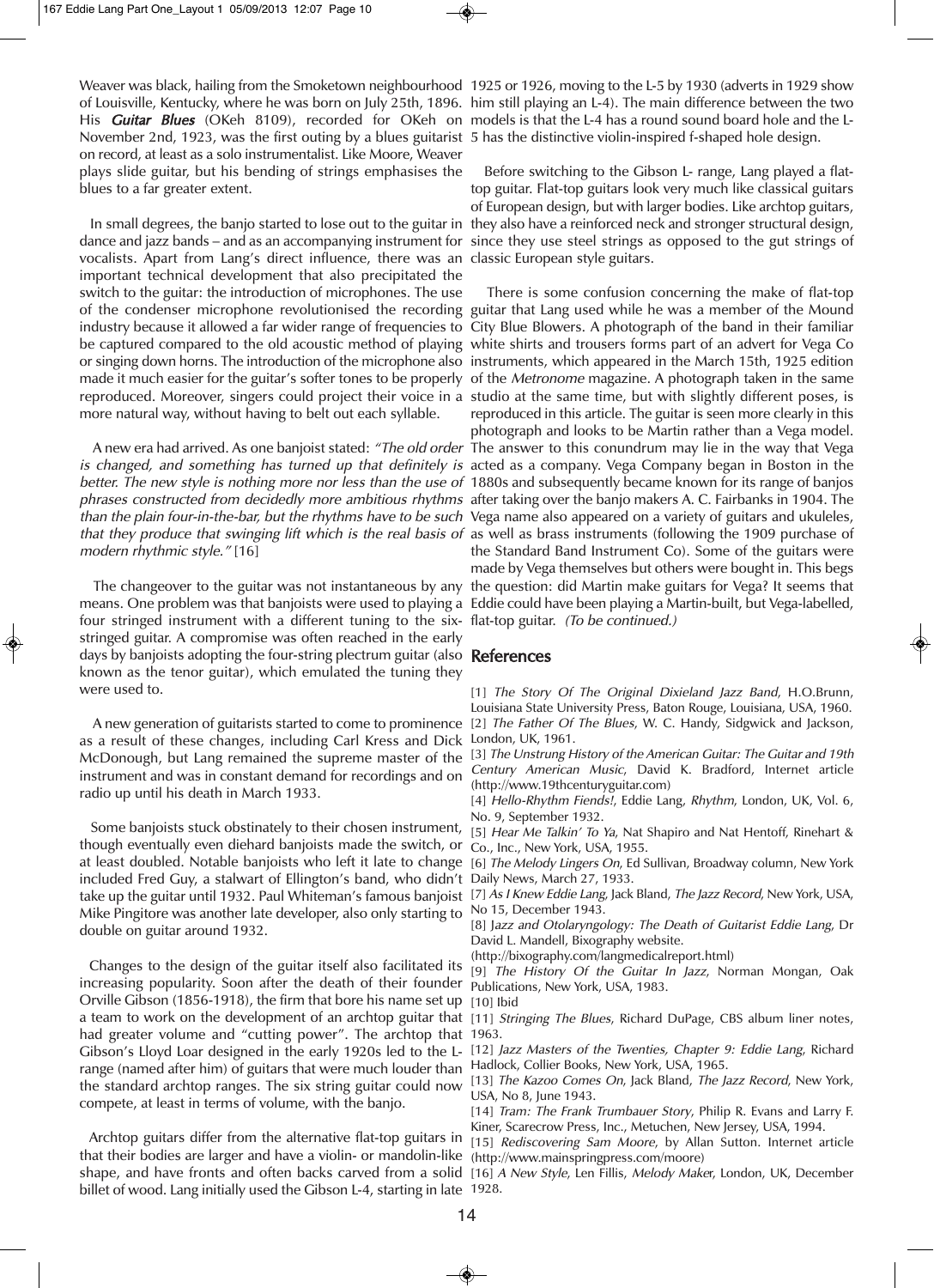Weaver was black, hailing from the Smoketown neighbourhood of Louisville, Kentucky, where he was born on July 25th, 1896. His ***Guitar Blues*** (OKeh 8109), recorded for OKeh on November 2nd, 1923, was the first outing by a blues guitarist on record, at least as a solo instrumentalist. Like Moore, Weaver plays slide guitar, but his bending of strings emphasises the blues to a far greater extent.

In small degrees, the banjo started to lose out to the guitar in dance and jazz bands – and as an accompanying instrument for vocalists. Apart from Lang's direct influence, there was an important technical development that also precipitated the switch to the guitar: the introduction of microphones. The use of the condenser microphone revolutionised the recording industry because it allowed a far wider range of frequencies to be captured compared to the old acoustic method of playing or singing down horns. The introduction of the microphone also made it much easier for the guitar's softer tones to be properly reproduced. Moreover, singers could project their voice in a more natural way, without having to belt out each syllable.

A new era had arrived. As one banjoist stated: *"The old order is changed, and something has turned up that definitely is better. The new style is nothing more nor less than the use of phrases constructed from decidedly more ambitious rhythms than the plain four-in-the-bar, but the rhythms have to be such that they produce that swinging lift which is the real basis of modern rhythmic style."* [16]

The changeover to the guitar was not instantaneous by any means. One problem was that banjoists were used to playing a four stringed instrument with a different tuning to the six-stringed guitar. A compromise was often reached in the early days by banjoists adopting the four-string plectrum guitar (also known as the tenor guitar), which emulated the tuning they were used to.

A new generation of guitarists started to come to prominence as a result of these changes, including Carl Kress and Dick McDonough, but Lang remained the supreme master of the instrument and was in constant demand for recordings and on radio up until his death in March 1933.

Some banjoists stuck obstinately to their chosen instrument, though eventually even diehard banjoists made the switch, or at least doubled. Notable banjoists who left it late to change included Fred Guy, a stalwart of Ellington's band, who didn't take up the guitar until 1932. Paul Whiteman's famous banjoist Mike Pingitore was another late developer, also only starting to double on guitar around 1932.

Changes to the design of the guitar itself also facilitated its increasing popularity. Soon after the death of their founder Orville Gibson (1856-1918), the firm that bore his name set up a team to work on the development of an archtop guitar that had greater volume and "cutting power". The archtop that Gibson's Lloyd Loar designed in the early 1920s led to the L-range (named after him) of guitars that were much louder than the standard archtop ranges. The six string guitar could now compete, at least in terms of volume, with the banjo.

Archtop guitars differ from the alternative flat-top guitars in that their bodies are larger and have a violin- or mandolin-like shape, and have fronts and often backs carved from a solid billet of wood. Lang initially used the Gibson L-4, starting in late 1925 or 1926, moving to the L-5 by 1930 (adverts in 1929 show him still playing an L-4). The main difference between the two models is that the L-4 has a round sound board hole and the L-5 has the distinctive violin-inspired f-shaped hole design.

Before switching to the Gibson L- range, Lang played a flat-top guitar. Flat-top guitars look very much like classical guitars of European design, but with larger bodies. Like archtop guitars, they also have a reinforced neck and stronger structural design, since they use steel strings as opposed to the gut strings of classic European style guitars.

There is some confusion concerning the make of flat-top guitar that Lang used while he was a member of the Mound City Blue Blowers. A photograph of the band in their familiar white shirts and trousers forms part of an advert for Vega Co instruments, which appeared in the March 15th, 1925 edition of the *Metronome* magazine. A photograph taken in the same studio at the same time, but with slightly different poses, is reproduced in this article. The guitar is seen more clearly in this photograph and looks to be Martin rather than a Vega model. The answer to this conundrum may lie in the way that Vega acted as a company. Vega Company began in Boston in the 1880s and subsequently became known for its range of banjos after taking over the banjo makers A. C. Fairbanks in 1904. The Vega name also appeared on a variety of guitars and ukuleles, as well as brass instruments (following the 1909 purchase of the Standard Band Instrument Co). Some of the guitars were made by Vega themselves but others were bought in. This begs the question: did Martin make guitars for Vega? It seems that Eddie could have been playing a Martin-built, but Vega-labelled, flat-top guitar. *(To be continued.)*

## References

[1] *The Story Of The Original Dixieland Jazz Band*, H.O.Brunn, Louisiana State University Press, Baton Rouge, Louisiana, USA, 1960.

[2] *The Father Of The Blues*, W. C. Handy, Sidgwick and Jackson, London, UK, 1961.

[3] *The Unstrung History of the American Guitar: The Guitar and 19th Century American Music*, David K. Bradford, Internet article (http://www.19thcenturyguitar.com)

[4] *Hello-Rhythm Fiends!*, Eddie Lang, *Rhythm*, London, UK, Vol. 6, No. 9, September 1932.

[5] *Hear Me Talkin' To Ya*, Nat Shapiro and Nat Hentoff, Rinehart & Co., Inc., New York, USA, 1955.

[6] *The Melody Lingers On*, Ed Sullivan, Broadway column, New York Daily News, March 27, 1933.

[7] *As I Knew Eddie Lang*, Jack Bland, *The Jazz Record*, New York, USA, No 15, December 1943.

[8] *Jazz and Otolaryngology: The Death of Guitarist Eddie Lang*, Dr David L. Mandell, Bixography website. (http://bixography.com/langmedicalreport.html)

[9] *The History Of the Guitar In Jazz*, Norman Mongan, Oak Publications, New York, USA, 1983.

[10] Ibid

[11] *Stringing The Blues*, Richard DuPage, CBS album liner notes, 1963.

[12] *Jazz Masters of the Twenties, Chapter 9: Eddie Lang*, Richard Hadlock, Collier Books, New York, USA, 1965.

[13] *The Kazoo Comes On*, Jack Bland, *The Jazz Record*, New York, USA, No 8, June 1943.

[14] *Tram: The Frank Trumbauer Story*, Philip R. Evans and Larry F. Kiner, Scarecrow Press, Inc., Metuchen, New Jersey, USA, 1994.

[15] *Rediscovering Sam Moore*, by Allan Sutton. Internet article (http://www.mainspringpress.com/moore)

[16] *A New Style*, Len Fillis, *Melody Maker*, London, UK, December 1928.